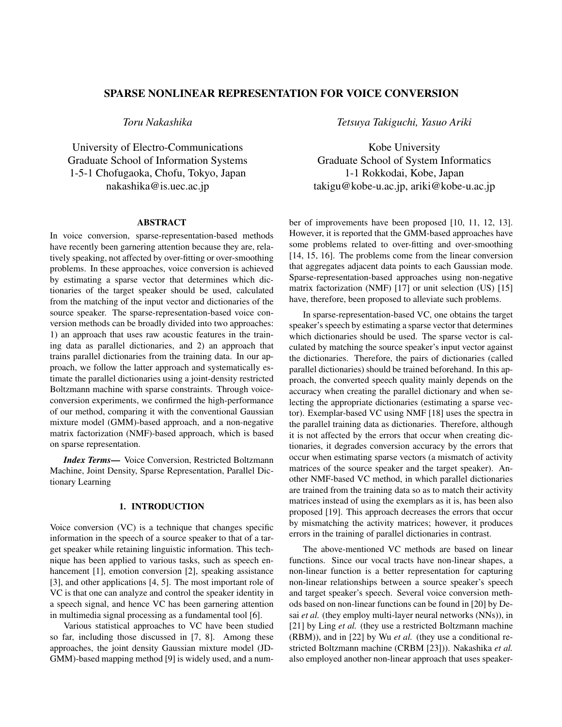# SPARSE NONLINEAR REPRESENTATION FOR VOICE CONVERSION

*Toru Nakashika*

University of Electro-Communications
Graduate School of Information Systems
1-5-1 Chofugaoka, Chofu, Tokyo, Japan
nakashika@is.uec.ac.jp

*Tetsuya Takiguchi, Yasuo Ariki*

Kobe University
Graduate School of System Informatics
1-1 Rokkodai, Kobe, Japan
takigu@kobe-u.ac.jp, ariki@kobe-u.ac.jp

## ABSTRACT

In voice conversion, sparse-representation-based methods have recently been garnering attention because they are, relatively speaking, not affected by over-fitting or over-smoothing problems. In these approaches, voice conversion is achieved by estimating a sparse vector that determines which dictionaries of the target speaker should be used, calculated from the matching of the input vector and dictionaries of the source speaker. The sparse-representation-based voice conversion methods can be broadly divided into two approaches: 1) an approach that uses raw acoustic features in the training data as parallel dictionaries, and 2) an approach that trains parallel dictionaries from the training data. In our approach, we follow the latter approach and systematically estimate the parallel dictionaries using a joint-density restricted Boltzmann machine with sparse constraints. Through voice-conversion experiments, we confirmed the high-performance of our method, comparing it with the conventional Gaussian mixture model (GMM)-based approach, and a non-negative matrix factorization (NMF)-based approach, which is based on sparse representation.

***Index Terms*—** Voice Conversion, Restricted Boltzmann Machine, Joint Density, Sparse Representation, Parallel Dictionary Learning

## 1. INTRODUCTION

Voice conversion (VC) is a technique that changes specific information in the speech of a source speaker to that of a target speaker while retaining linguistic information. This technique has been applied to various tasks, such as speech enhancement [1], emotion conversion [2], speaking assistance [3], and other applications [4, 5]. The most important role of VC is that one can analyze and control the speaker identity in a speech signal, and hence VC has been garnering attention in multimedia signal processing as a fundamental tool [6].

Various statistical approaches to VC have been studied so far, including those discussed in [7, 8]. Among these approaches, the joint density Gaussian mixture model (JD-GMM)-based mapping method [9] is widely used, and a number of improvements have been proposed [10, 11, 12, 13]. However, it is reported that the GMM-based approaches have some problems related to over-fitting and over-smoothing [14, 15, 16]. The problems come from the linear conversion that aggregates adjacent data points to each Gaussian mode. Sparse-representation-based approaches using non-negative matrix factorization (NMF) [17] or unit selection (US) [15] have, therefore, been proposed to alleviate such problems.

In sparse-representation-based VC, one obtains the target speaker's speech by estimating a sparse vector that determines which dictionaries should be used. The sparse vector is calculated by matching the source speaker's input vector against the dictionaries. Therefore, the pairs of dictionaries (called parallel dictionaries) should be trained beforehand. In this approach, the converted speech quality mainly depends on the accuracy when creating the parallel dictionary and when selecting the appropriate dictionaries (estimating a sparse vector). Exemplar-based VC using NMF [18] uses the spectra in the parallel training data as dictionaries. Therefore, although it is not affected by the errors that occur when creating dictionaries, it degrades conversion accuracy by the errors that occur when estimating sparse vectors (a mismatch of activity matrices of the source speaker and the target speaker). Another NMF-based VC method, in which parallel dictionaries are trained from the training data so as to match their activity matrices instead of using the exemplars as it is, has been also proposed [19]. This approach decreases the errors that occur by mismatching the activity matrices; however, it produces errors in the training of parallel dictionaries in contrast.

The above-mentioned VC methods are based on linear functions. Since our vocal tracts have non-linear shapes, a non-linear function is a better representation for capturing non-linear relationships between a source speaker's speech and target speaker's speech. Several voice conversion methods based on non-linear functions can be found in [20] by Desai *et al.* (they employ multi-layer neural networks (NNs)), in [21] by Ling *et al.* (they use a restricted Boltzmann machine (RBM)), and in [22] by Wu *et al.* (they use a conditional restricted Boltzmann machine (CRBM [23])). Nakashika *et al.* also employed another non-linear approach that uses speaker-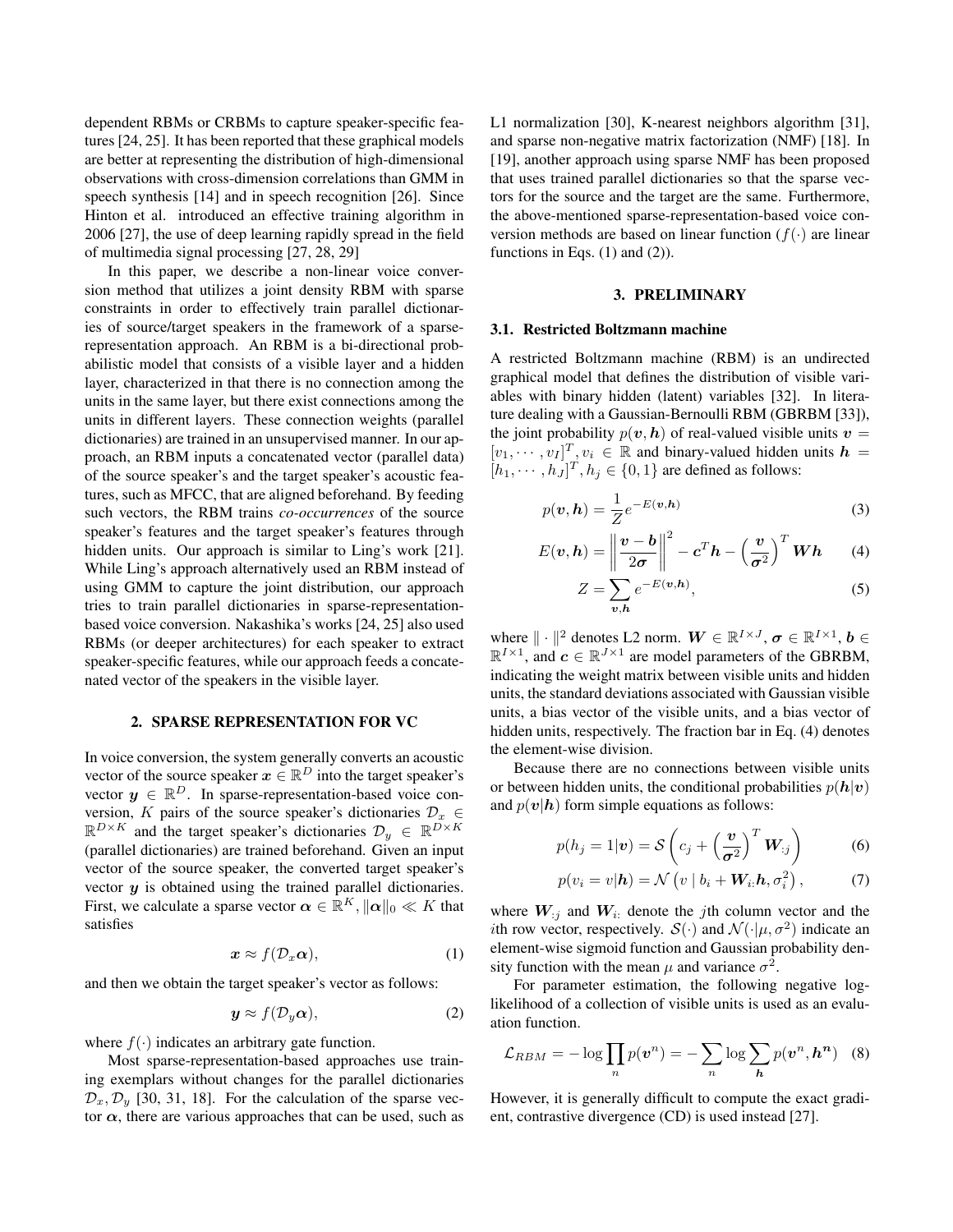dependent RBMs or CRBMs to capture speaker-specific features [24, 25]. It has been reported that these graphical models are better at representing the distribution of high-dimensional observations with cross-dimension correlations than GMM in speech synthesis [14] and in speech recognition [26]. Since Hinton et al. introduced an effective training algorithm in 2006 [27], the use of deep learning rapidly spread in the field of multimedia signal processing [27, 28, 29]

In this paper, we describe a non-linear voice conversion method that utilizes a joint density RBM with sparse constraints in order to effectively train parallel dictionaries of source/target speakers in the framework of a sparse-representation approach. An RBM is a bi-directional probabilistic model that consists of a visible layer and a hidden layer, characterized in that there is no connection among the units in the same layer, but there exist connections among the units in different layers. These connection weights (parallel dictionaries) are trained in an unsupervised manner. In our approach, an RBM inputs a concatenated vector (parallel data) of the source speaker's and the target speaker's acoustic features, such as MFCC, that are aligned beforehand. By feeding such vectors, the RBM trains *co-occurrences* of the source speaker's features and the target speaker's features through hidden units. Our approach is similar to Ling's work [21]. While Ling's approach alternatively used an RBM instead of using GMM to capture the joint distribution, our approach tries to train parallel dictionaries in sparse-representation-based voice conversion. Nakashika's works [24, 25] also used RBMs (or deeper architectures) for each speaker to extract speaker-specific features, while our approach feeds a concatenated vector of the speakers in the visible layer.

## 2. SPARSE REPRESENTATION FOR VC

In voice conversion, the system generally converts an acoustic vector of the source speaker $\boldsymbol{x} \in \mathbb{R}^D$ into the target speaker's vector $\boldsymbol{y} \in \mathbb{R}^D$. In sparse-representation-based voice conversion, $K$ pairs of the source speaker's dictionaries $\mathcal{D}_x \in \mathbb{R}^{D \times K}$ and the target speaker's dictionaries $\mathcal{D}_y \in \mathbb{R}^{D \times K}$ (parallel dictionaries) are trained beforehand. Given an input vector of the source speaker, the converted target speaker's vector $\boldsymbol{y}$ is obtained using the trained parallel dictionaries. First, we calculate a sparse vector $\boldsymbol{\alpha} \in \mathbb{R}^K, \|\boldsymbol{\alpha}\|_0 \ll K$ that satisfies

$$\boldsymbol{x} \approx f(\mathcal{D}_x \boldsymbol{\alpha}), \tag{1}$$

and then we obtain the target speaker's vector as follows:

$$\boldsymbol{y} \approx f(\mathcal{D}_y \boldsymbol{\alpha}), \tag{2}$$

where $f(\cdot)$ indicates an arbitrary gate function.

Most sparse-representation-based approaches use training exemplars without changes for the parallel dictionaries $\mathcal{D}_x, \mathcal{D}_y$ [30, 31, 18]. For the calculation of the sparse vector $\boldsymbol{\alpha}$, there are various approaches that can be used, such as L1 normalization [30], K-nearest neighbors algorithm [31], and sparse non-negative matrix factorization (NMF) [18]. In [19], another approach using sparse NMF has been proposed that uses trained parallel dictionaries so that the sparse vectors for the source and the target are the same. Furthermore, the above-mentioned sparse-representation-based voice conversion methods are based on linear function ($f(\cdot)$ are linear functions in Eqs. (1) and (2)).

## 3. PRELIMINARY

### 3.1. Restricted Boltzmann machine

A restricted Boltzmann machine (RBM) is an undirected graphical model that defines the distribution of visible variables with binary hidden (latent) variables [32]. In literature dealing with a Gaussian-Bernoulli RBM (GBRBM [33]), the joint probability $p(\boldsymbol{v}, \boldsymbol{h})$ of real-valued visible units $\boldsymbol{v} = [v_1, \cdots, v_I]^T, v_i \in \mathbb{R}$ and binary-valued hidden units $\boldsymbol{h} = [h_1, \cdots, h_J]^T, h_j \in \{0, 1\}$ are defined as follows:

$$p(\boldsymbol{v}, \boldsymbol{h}) = \frac{1}{Z} e^{-E(\boldsymbol{v}, \boldsymbol{h})} \tag{3}$$

$$E(\boldsymbol{v}, \boldsymbol{h}) = \left\| \frac{\boldsymbol{v} - \boldsymbol{b}}{2\boldsymbol{\sigma}} \right\|^2 - \boldsymbol{c}^T \boldsymbol{h} - \left( \frac{\boldsymbol{v}}{\boldsymbol{\sigma}^2} \right)^T \boldsymbol{W} \boldsymbol{h} \tag{4}$$

$$Z = \sum_{\boldsymbol{v}, \boldsymbol{h}} e^{-E(\boldsymbol{v}, \boldsymbol{h})}, \tag{5}$$

where $\| \cdot \|^2$ denotes L2 norm. $\boldsymbol{W} \in \mathbb{R}^{I \times J}$, $\boldsymbol{\sigma} \in \mathbb{R}^{I \times 1}$, $\boldsymbol{b} \in \mathbb{R}^{I \times 1}$, and $\boldsymbol{c} \in \mathbb{R}^{J \times 1}$ are model parameters of the GBRBM, indicating the weight matrix between visible units and hidden units, the standard deviations associated with Gaussian visible units, a bias vector of the visible units, and a bias vector of hidden units, respectively. The fraction bar in Eq. (4) denotes the element-wise division.

Because there are no connections between visible units or between hidden units, the conditional probabilities $p(\boldsymbol{h}|\boldsymbol{v})$ and $p(\boldsymbol{v}|\boldsymbol{h})$ form simple equations as follows:

$$p(h_j = 1 | \boldsymbol{v}) = \mathcal{S}\left( c_j + \left( \frac{\boldsymbol{v}}{\boldsymbol{\sigma}^2} \right)^T \boldsymbol{W}_{:j} \right) \tag{6}$$

$$p(v_i = v | \boldsymbol{h}) = \mathcal{N}\left( v \mid b_i + \boldsymbol{W}_{i:} \boldsymbol{h}, \sigma_i^2 \right), \tag{7}$$

where $\boldsymbol{W}_{:j}$ and $\boldsymbol{W}_{i:}$ denote the $j$th column vector and the $i$th row vector, respectively. $\mathcal{S}(\cdot)$ and $\mathcal{N}(\cdot|\mu, \sigma^2)$ indicate an element-wise sigmoid function and Gaussian probability density function with the mean $\mu$ and variance $\sigma^2$.

For parameter estimation, the following negative log-likelihood of a collection of visible units is used as an evaluation function.

$$\mathcal{L}_{RBM} = -\log \prod_n p(\boldsymbol{v}^n) = -\sum_n \log \sum_{\boldsymbol{h}} p(\boldsymbol{v}^n, \boldsymbol{h}^{\boldsymbol{n}}) \tag{8}$$

However, it is generally difficult to compute the exact gradient, contrastive divergence (CD) is used instead [27].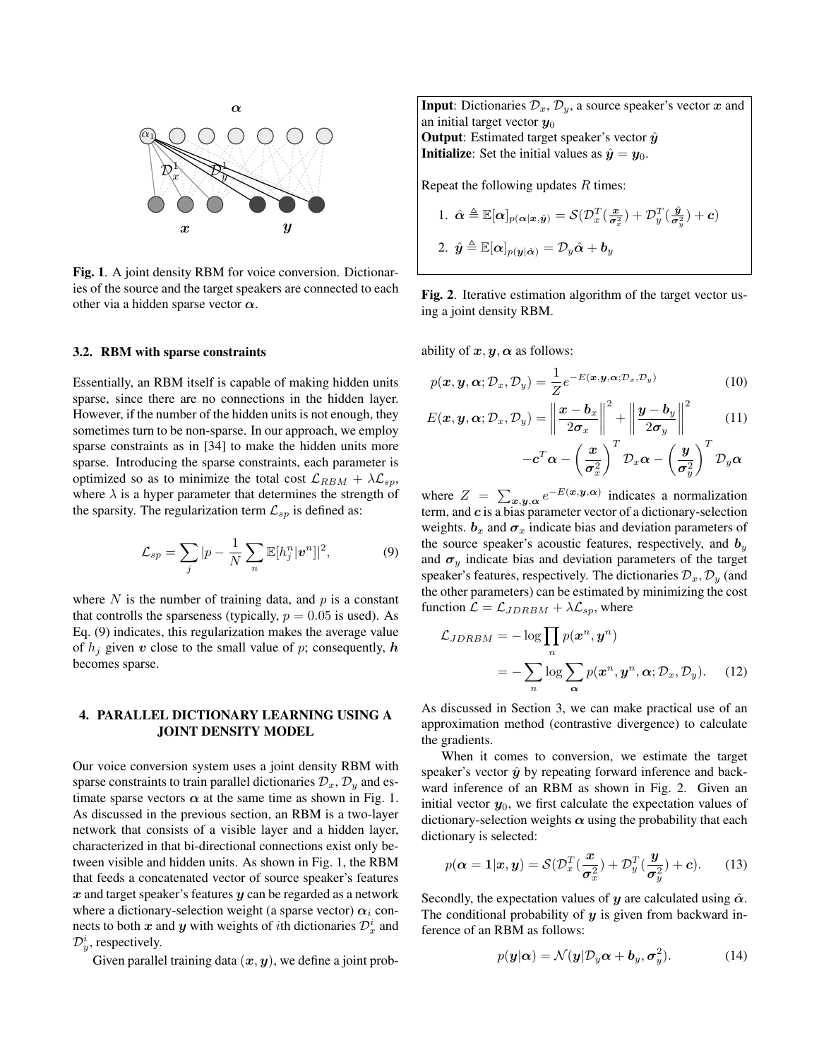**Fig. 1**. A joint density RBM for voice conversion. Dictionaries of the source and the target speakers are connected to each other via a hidden sparse vector $\boldsymbol{\alpha}$.

### 3.2. RBM with sparse constraints

Essentially, an RBM itself is capable of making hidden units sparse, since there are no connections in the hidden layer. However, if the number of the hidden units is not enough, they sometimes turn to be non-sparse. In our approach, we employ sparse constraints as in [34] to make the hidden units more sparse. Introducing the sparse constraints, each parameter is optimized so as to minimize the total cost $\mathcal{L}_{RBM} + \lambda \mathcal{L}_{sp}$, where $\lambda$ is a hyper parameter that determines the strength of the sparsity. The regularization term $\mathcal{L}_{sp}$ is defined as:

$$\mathcal{L}_{sp} = \sum_j |p - \frac{1}{N} \sum_n \mathbb{E}[h_j^n | \boldsymbol{v}^n]|^2, \tag{9}$$

where $N$ is the number of training data, and $p$ is a constant that controlls the sparseness (typically, $p = 0.05$ is used). As Eq. (9) indicates, this regularization makes the average value of $h_j$ given $\boldsymbol{v}$ close to the small value of $p$; consequently, $\boldsymbol{h}$ becomes sparse.

## 4. PARALLEL DICTIONARY LEARNING USING A JOINT DENSITY MODEL

Our voice conversion system uses a joint density RBM with sparse constraints to train parallel dictionaries $\mathcal{D}_x, \mathcal{D}_y$ and estimate sparse vectors $\boldsymbol{\alpha}$ at the same time as shown in Fig. 1. As discussed in the previous section, an RBM is a two-layer network that consists of a visible layer and a hidden layer, characterized in that bi-directional connections exist only between visible and hidden units. As shown in Fig. 1, the RBM that feeds a concatenated vector of source speaker's features $\boldsymbol{x}$ and target speaker's features $\boldsymbol{y}$ can be regarded as a network where a dictionary-selection weight (a sparse vector) $\boldsymbol{\alpha}_i$ connects to both $\boldsymbol{x}$ and $\boldsymbol{y}$ with weights of $i$th dictionaries $\mathcal{D}_x^i$ and $\mathcal{D}_y^i$, respectively.

Given parallel training data $(\boldsymbol{x}, \boldsymbol{y})$, we define a joint probability of $\boldsymbol{x}, \boldsymbol{y}, \boldsymbol{\alpha}$ as follows:

$$p(\boldsymbol{x}, \boldsymbol{y}, \boldsymbol{\alpha}; \mathcal{D}_x, \mathcal{D}_y) = \frac{1}{Z} e^{-E(\boldsymbol{x}, \boldsymbol{y}, \boldsymbol{\alpha}; \mathcal{D}_x, \mathcal{D}_y)} \tag{10}$$

$$E(\boldsymbol{x}, \boldsymbol{y}, \boldsymbol{\alpha}; \mathcal{D}_x, \mathcal{D}_y) = \left\| \frac{\boldsymbol{x} - \boldsymbol{b}_x}{2\boldsymbol{\sigma}_x} \right\|^2 + \left\| \frac{\boldsymbol{y} - \boldsymbol{b}_y}{2\boldsymbol{\sigma}_y} \right\|^2 - \boldsymbol{c}^T \boldsymbol{\alpha} - \left( \frac{\boldsymbol{x}}{\boldsymbol{\sigma}_x^2} \right)^T \mathcal{D}_x \boldsymbol{\alpha} - \left( \frac{\boldsymbol{y}}{\boldsymbol{\sigma}_y^2} \right)^T \mathcal{D}_y \boldsymbol{\alpha} \tag{11}$$

where $Z = \sum_{\boldsymbol{x}, \boldsymbol{y}, \boldsymbol{\alpha}} e^{-E(\boldsymbol{x}, \boldsymbol{y}, \boldsymbol{\alpha})}$ indicates a normalization term, and $\boldsymbol{c}$ is a bias parameter vector of a dictionary-selection weights. $\boldsymbol{b}_x$ and $\boldsymbol{\sigma}_x$ indicate bias and deviation parameters of the source speaker's acoustic features, respectively, and $\boldsymbol{b}_y$ and $\boldsymbol{\sigma}_y$ indicate bias and deviation parameters of the target speaker's features, respectively. The dictionaries $\mathcal{D}_x, \mathcal{D}_y$ (and the other parameters) can be estimated by minimizing the cost function $\mathcal{L} = \mathcal{L}_{JDRBM} + \lambda \mathcal{L}_{sp}$, where

$$\begin{aligned} \mathcal{L}_{JDRBM} &= -\log \prod_n p(\boldsymbol{x}^n, \boldsymbol{y}^n) \\ &= -\sum_n \log \sum_{\boldsymbol{\alpha}} p(\boldsymbol{x}^n, \boldsymbol{y}^n, \boldsymbol{\alpha}; \mathcal{D}_x, \mathcal{D}_y). \end{aligned} \tag{12}$$

As discussed in Section 3, we can make practical use of an approximation method (contrastive divergence) to calculate the gradients.

When it comes to conversion, we estimate the target speaker's vector $\hat{\boldsymbol{y}}$ by repeating forward inference and backward inference of an RBM as shown in Fig. 2. Given an initial vector $\boldsymbol{y}_0$, we first calculate the expectation values of dictionary-selection weights $\boldsymbol{\alpha}$ using the probability that each dictionary is selected:

$$p(\boldsymbol{\alpha} = \boldsymbol{1} | \boldsymbol{x}, \boldsymbol{y}) = \mathcal{S}(\mathcal{D}_x^T (\frac{\boldsymbol{x}}{\boldsymbol{\sigma}_x^2}) + \mathcal{D}_y^T (\frac{\boldsymbol{y}}{\boldsymbol{\sigma}_y^2}) + \boldsymbol{c}). \tag{13}$$

Secondly, the expectation values of $\boldsymbol{y}$ are calculated using $\hat{\boldsymbol{\alpha}}$. The conditional probability of $\boldsymbol{y}$ is given from backward inference of an RBM as follows:

$$p(\boldsymbol{y} | \boldsymbol{\alpha}) = \mathcal{N}(\boldsymbol{y} | \mathcal{D}_y \boldsymbol{\alpha} + \boldsymbol{b}_y, \boldsymbol{\sigma}_y^2). \tag{14}$$

**Input**: Dictionaries $\mathcal{D}_x$, $\mathcal{D}_y$, a source speaker's vector $\boldsymbol{x}$ and an initial target vector $\boldsymbol{y}_0$
**Output**: Estimated target speaker's vector $\hat{\boldsymbol{y}}$
**Initialize**: Set the initial values as $\hat{\boldsymbol{y}} = \boldsymbol{y}_0$.

Repeat the following updates $R$ times:

1. $\hat{\boldsymbol{\alpha}} \triangleq \mathbb{E}[\boldsymbol{\alpha}]_{p(\boldsymbol{\alpha}|\boldsymbol{x}, \hat{\boldsymbol{y}})} = \mathcal{S}(\mathcal{D}_x^T (\frac{\boldsymbol{x}}{\boldsymbol{\sigma}_x^2}) + \mathcal{D}_y^T (\frac{\hat{\boldsymbol{y}}}{\boldsymbol{\sigma}_y^2}) + \boldsymbol{c})$
2. $\hat{\boldsymbol{y}} \triangleq \mathbb{E}[\boldsymbol{\alpha}]_{p(\boldsymbol{y}|\hat{\boldsymbol{\alpha}})} = \mathcal{D}_y \hat{\boldsymbol{\alpha}} + \boldsymbol{b}_y$

**Fig. 2**. Iterative estimation algorithm of the target vector using a joint density RBM.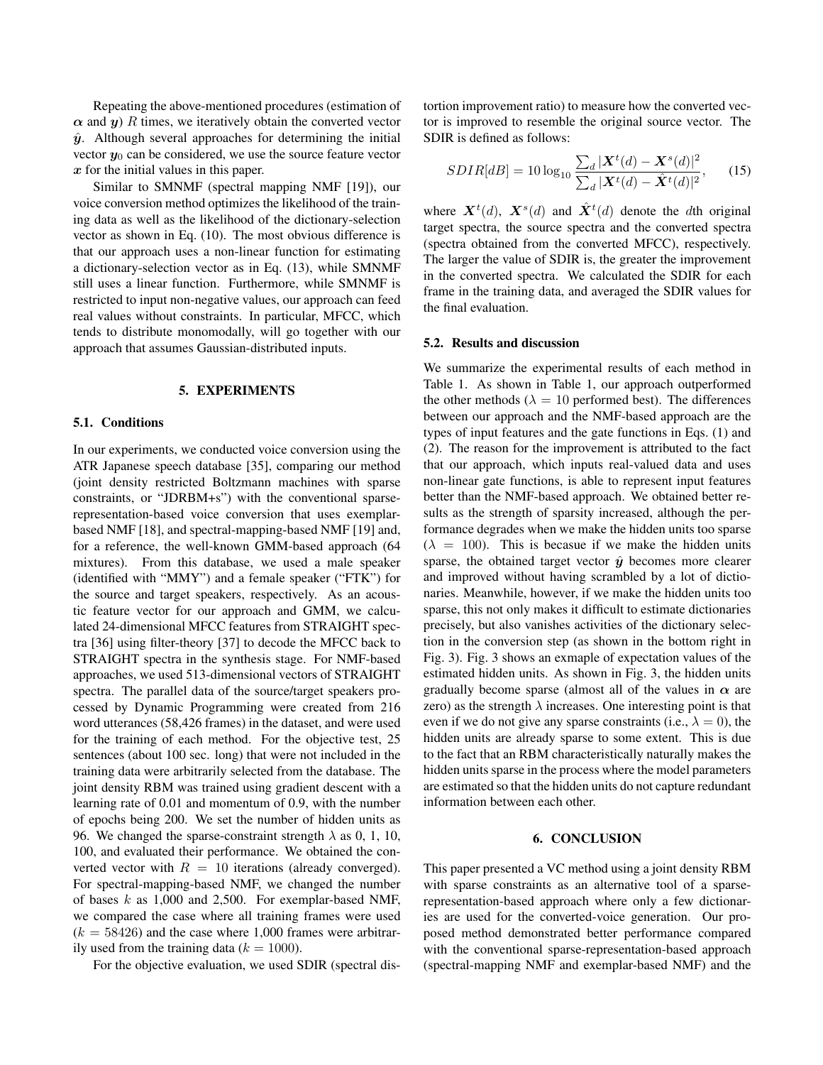Repeating the above-mentioned procedures (estimation of $\boldsymbol{\alpha}$ and $\boldsymbol{y}$) $R$ times, we iteratively obtain the converted vector $\hat{\boldsymbol{y}}$. Although several approaches for determining the initial vector $\boldsymbol{y}_0$ can be considered, we use the source feature vector $\boldsymbol{x}$ for the initial values in this paper.

Similar to SMNMF (spectral mapping NMF [19]), our voice conversion method optimizes the likelihood of the training data as well as the likelihood of the dictionary-selection vector as shown in Eq. (10). The most obvious difference is that our approach uses a non-linear function for estimating a dictionary-selection vector as in Eq. (13), while SMNMF still uses a linear function. Furthermore, while SMNMF is restricted to input non-negative values, our approach can feed real values without constraints. In particular, MFCC, which tends to distribute monomodally, will go together with our approach that assumes Gaussian-distributed inputs.

## 5. EXPERIMENTS

### 5.1. Conditions

In our experiments, we conducted voice conversion using the ATR Japanese speech database [35], comparing our method (joint density restricted Boltzmann machines with sparse constraints, or "JDRBM+s") with the conventional sparse-representation-based voice conversion that uses exemplar-based NMF [18], and spectral-mapping-based NMF [19] and, for a reference, the well-known GMM-based approach (64 mixtures). From this database, we used a male speaker (identified with "MMY") and a female speaker ("FTK") for the source and target speakers, respectively. As an acoustic feature vector for our approach and GMM, we calculated 24-dimensional MFCC features from STRAIGHT spectra [36] using filter-theory [37] to decode the MFCC back to STRAIGHT spectra in the synthesis stage. For NMF-based approaches, we used 513-dimensional vectors of STRAIGHT spectra. The parallel data of the source/target speakers processed by Dynamic Programming were created from 216 word utterances (58,426 frames) in the dataset, and were used for the training of each method. For the objective test, 25 sentences (about 100 sec. long) that were not included in the training data were arbitrarily selected from the database. The joint density RBM was trained using gradient descent with a learning rate of 0.01 and momentum of 0.9, with the number of epochs being 200. We set the number of hidden units as 96. We changed the sparse-constraint strength $\lambda$ as 0, 1, 10, 100, and evaluated their performance. We obtained the converted vector with $R = 10$ iterations (already converged). For spectral-mapping-based NMF, we changed the number of bases $k$ as 1,000 and 2,500. For exemplar-based NMF, we compared the case where all training frames were used ($k = 58426$) and the case where 1,000 frames were arbitrarily used from the training data ($k = 1000$).

For the objective evaluation, we used SDIR (spectral distortion improvement ratio) to measure how the converted vector is improved to resemble the original source vector. The SDIR is defined as follows:

$$SDIR[dB] = 10 \log_{10} \frac{\sum_d |\boldsymbol{X}^t(d) - \boldsymbol{X}^s(d)|^2}{\sum_d |\boldsymbol{X}^t(d) - \hat{\boldsymbol{X}}^t(d)|^2}, \quad (15)$$

where $\boldsymbol{X}^t(d)$, $\boldsymbol{X}^s(d)$ and $\hat{\boldsymbol{X}}^t(d)$ denote the $d$th original target spectra, the source spectra and the converted spectra (spectra obtained from the converted MFCC), respectively. The larger the value of SDIR is, the greater the improvement in the converted spectra. We calculated the SDIR for each frame in the training data, and averaged the SDIR values for the final evaluation.

### 5.2. Results and discussion

We summarize the experimental results of each method in Table 1. As shown in Table 1, our approach outperformed the other methods ($\lambda = 10$ performed best). The differences between our approach and the NMF-based approach are the types of input features and the gate functions in Eqs. (1) and (2). The reason for the improvement is attributed to the fact that our approach, which inputs real-valued data and uses non-linear gate functions, is able to represent input features better than the NMF-based approach. We obtained better results as the strength of sparsity increased, although the performance degrades when we make the hidden units too sparse ($\lambda = 100$). This is becasue if we make the hidden units sparse, the obtained target vector $\hat{\boldsymbol{y}}$ becomes more clearer and improved without having scrambled by a lot of dictionaries. Meanwhile, however, if we make the hidden units too sparse, this not only makes it difficult to estimate dictionaries precisely, but also vanishes activities of the dictionary selection in the conversion step (as shown in the bottom right in Fig. 3). Fig. 3 shows an exmaple of expectation values of the estimated hidden units. As shown in Fig. 3, the hidden units gradually become sparse (almost all of the values in $\boldsymbol{\alpha}$ are zero) as the strength $\lambda$ increases. One interesting point is that even if we do not give any sparse constraints (i.e., $\lambda = 0$), the hidden units are already sparse to some extent. This is due to the fact that an RBM characteristically naturally makes the hidden units sparse in the process where the model parameters are estimated so that the hidden units do not capture redundant information between each other.

## 6. CONCLUSION

This paper presented a VC method using a joint density RBM with sparse constraints as an alternative tool of a sparse-representation-based approach where only a few dictionaries are used for the converted-voice generation. Our proposed method demonstrated better performance compared with the conventional sparse-representation-based approach (spectral-mapping NMF and exemplar-based NMF) and the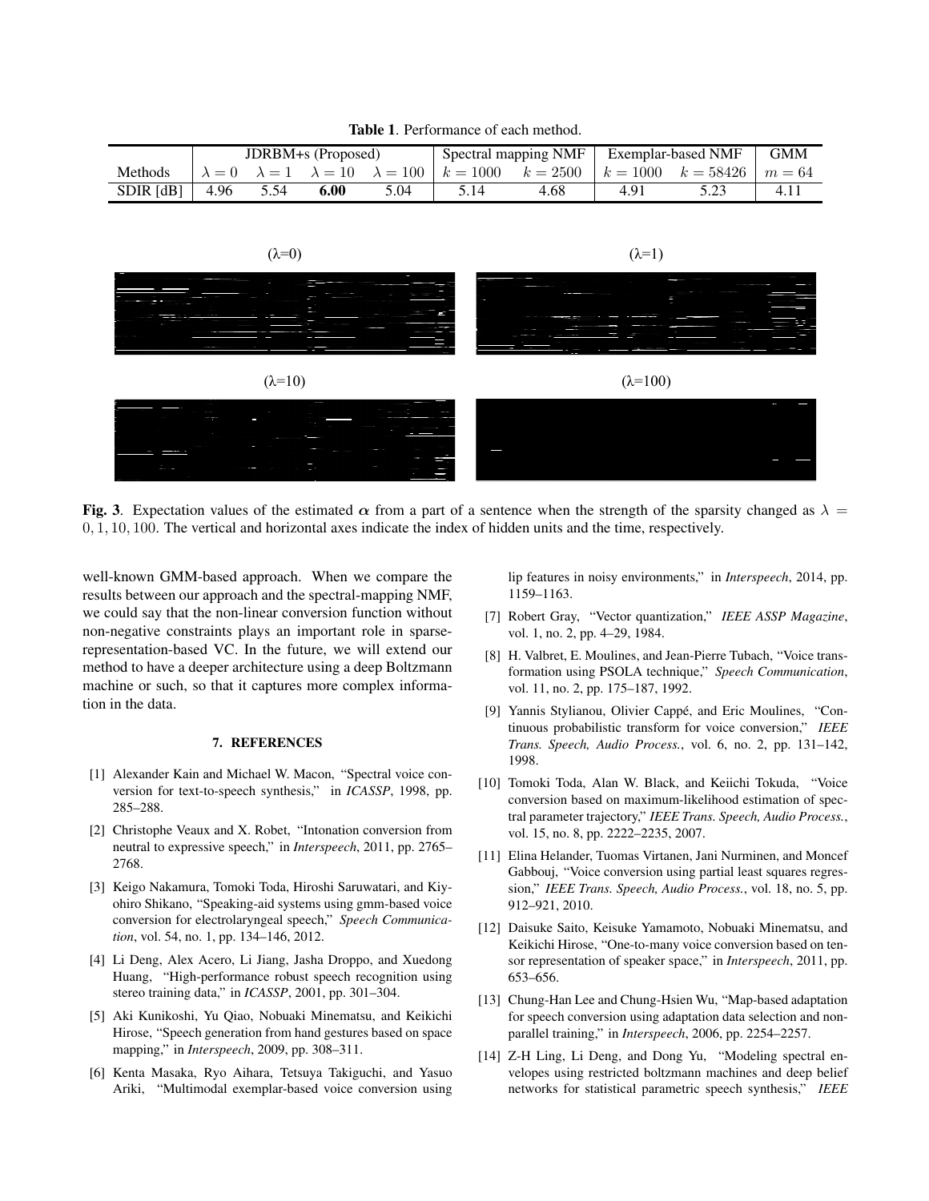**Table 1**. Performance of each method.

| Methods | JDRBM+s (Proposed) | | | | Spectral mapping NMF | | Exemplar-based NMF | | GMM |
|---|---|---|---|---|---|---|---|---|---|
| | $\lambda = 0$ | $\lambda = 1$ | $\lambda = 10$ | $\lambda = 100$ | $k = 1000$ | $k = 2500$ | $k = 1000$ | $k = 58426$ | $m = 64$ |
| SDIR [dB] | 4.96 | 5.54 | **6.00** | 5.04 | 5.14 | 4.68 | 4.91 | 5.23 | 4.11 |

**Fig. 3**. Expectation values of the estimated $\boldsymbol{\alpha}$ from a part of a sentence when the strength of the sparsity changed as $\lambda = 0, 1, 10, 100$. The vertical and horizontal axes indicate the index of hidden units and the time, respectively.

well-known GMM-based approach. When we compare the results between our approach and the spectral-mapping NMF, we could say that the non-linear conversion function without non-negative constraints plays an important role in sparse-representation-based VC. In the future, we will extend our method to have a deeper architecture using a deep Boltzmann machine or such, so that it captures more complex information in the data.

## 7. REFERENCES

[1] Alexander Kain and Michael W. Macon, "Spectral voice conversion for text-to-speech synthesis," in *ICASSP*, 1998, pp. 285–288.

[2] Christophe Veaux and X. Robet, "Intonation conversion from neutral to expressive speech," in *Interspeech*, 2011, pp. 2765–2768.

[3] Keigo Nakamura, Tomoki Toda, Hiroshi Saruwatari, and Kiyohiro Shikano, "Speaking-aid systems using gmm-based voice conversion for electrolaryngeal speech," *Speech Communication*, vol. 54, no. 1, pp. 134–146, 2012.

[4] Li Deng, Alex Acero, Li Jiang, Jasha Droppo, and Xuedong Huang, "High-performance robust speech recognition using stereo training data," in *ICASSP*, 2001, pp. 301–304.

[5] Aki Kunikoshi, Yu Qiao, Nobuaki Minematsu, and Keikichi Hirose, "Speech generation from hand gestures based on space mapping," in *Interspeech*, 2009, pp. 308–311.

[6] Kenta Masaka, Ryo Aihara, Tetsuya Takiguchi, and Yasuo Ariki, "Multimodal exemplar-based voice conversion using lip features in noisy environments," in *Interspeech*, 2014, pp. 1159–1163.

[7] Robert Gray, "Vector quantization," *IEEE ASSP Magazine*, vol. 1, no. 2, pp. 4–29, 1984.

[8] H. Valbret, E. Moulines, and Jean-Pierre Tubach, "Voice transformation using PSOLA technique," *Speech Communication*, vol. 11, no. 2, pp. 175–187, 1992.

[9] Yannis Stylianou, Olivier Cappé, and Eric Moulines, "Continuous probabilistic transform for voice conversion," *IEEE Trans. Speech, Audio Process.*, vol. 6, no. 2, pp. 131–142, 1998.

[10] Tomoki Toda, Alan W. Black, and Keiichi Tokuda, "Voice conversion based on maximum-likelihood estimation of spectral parameter trajectory," *IEEE Trans. Speech, Audio Process.*, vol. 15, no. 8, pp. 2222–2235, 2007.

[11] Elina Helander, Tuomas Virtanen, Jani Nurminen, and Moncef Gabbouj, "Voice conversion using partial least squares regression," *IEEE Trans. Speech, Audio Process.*, vol. 18, no. 5, pp. 912–921, 2010.

[12] Daisuke Saito, Keisuke Yamamoto, Nobuaki Minematsu, and Keikichi Hirose, "One-to-many voice conversion based on tensor representation of speaker space," in *Interspeech*, 2011, pp. 653–656.

[13] Chung-Han Lee and Chung-Hsien Wu, "Map-based adaptation for speech conversion using adaptation data selection and non-parallel training," in *Interspeech*, 2006, pp. 2254–2257.

[14] Z-H Ling, Li Deng, and Dong Yu, "Modeling spectral envelopes using restricted boltzmann machines and deep belief networks for statistical parametric speech synthesis," *IEEE*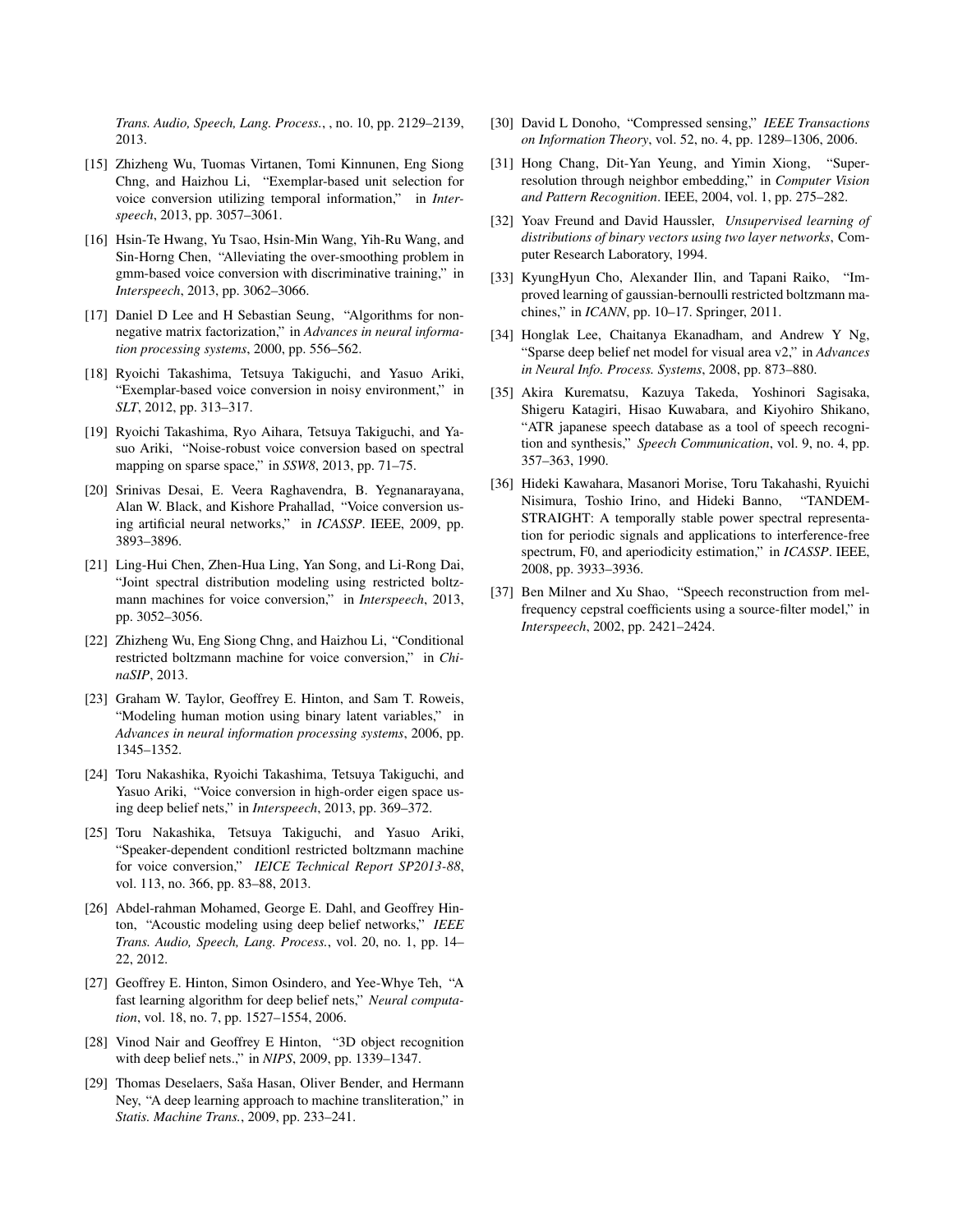*Trans. Audio, Speech, Lang. Process.*, , no. 10, pp. 2129–2139, 2013.

[15] Zhizheng Wu, Tuomas Virtanen, Tomi Kinnunen, Eng Siong Chng, and Haizhou Li, "Exemplar-based unit selection for voice conversion utilizing temporal information," in *Interspeech*, 2013, pp. 3057–3061.

[16] Hsin-Te Hwang, Yu Tsao, Hsin-Min Wang, Yih-Ru Wang, and Sin-Horng Chen, "Alleviating the over-smoothing problem in gmm-based voice conversion with discriminative training," in *Interspeech*, 2013, pp. 3062–3066.

[17] Daniel D Lee and H Sebastian Seung, "Algorithms for non-negative matrix factorization," in *Advances in neural information processing systems*, 2000, pp. 556–562.

[18] Ryoichi Takashima, Tetsuya Takiguchi, and Yasuo Ariki, "Exemplar-based voice conversion in noisy environment," in *SLT*, 2012, pp. 313–317.

[19] Ryoichi Takashima, Ryo Aihara, Tetsuya Takiguchi, and Yasuo Ariki, "Noise-robust voice conversion based on spectral mapping on sparse space," in *SSW8*, 2013, pp. 71–75.

[20] Srinivas Desai, E. Veera Raghavendra, B. Yegnanarayana, Alan W. Black, and Kishore Prahallad, "Voice conversion using artificial neural networks," in *ICASSP*. IEEE, 2009, pp. 3893–3896.

[21] Ling-Hui Chen, Zhen-Hua Ling, Yan Song, and Li-Rong Dai, "Joint spectral distribution modeling using restricted boltzmann machines for voice conversion," in *Interspeech*, 2013, pp. 3052–3056.

[22] Zhizheng Wu, Eng Siong Chng, and Haizhou Li, "Conditional restricted boltzmann machine for voice conversion," in *ChinaSIP*, 2013.

[23] Graham W. Taylor, Geoffrey E. Hinton, and Sam T. Roweis, "Modeling human motion using binary latent variables," in *Advances in neural information processing systems*, 2006, pp. 1345–1352.

[24] Toru Nakashika, Ryoichi Takashima, Tetsuya Takiguchi, and Yasuo Ariki, "Voice conversion in high-order eigen space using deep belief nets," in *Interspeech*, 2013, pp. 369–372.

[25] Toru Nakashika, Tetsuya Takiguchi, and Yasuo Ariki, "Speaker-dependent conditionl restricted boltzmann machine for voice conversion," *IEICE Technical Report SP2013-88*, vol. 113, no. 366, pp. 83–88, 2013.

[26] Abdel-rahman Mohamed, George E. Dahl, and Geoffrey Hinton, "Acoustic modeling using deep belief networks," *IEEE Trans. Audio, Speech, Lang. Process.*, vol. 20, no. 1, pp. 14–22, 2012.

[27] Geoffrey E. Hinton, Simon Osindero, and Yee-Whye Teh, "A fast learning algorithm for deep belief nets," *Neural computation*, vol. 18, no. 7, pp. 1527–1554, 2006.

[28] Vinod Nair and Geoffrey E Hinton, "3D object recognition with deep belief nets.," in *NIPS*, 2009, pp. 1339–1347.

[29] Thomas Deselaers, Saša Hasan, Oliver Bender, and Hermann Ney, "A deep learning approach to machine transliteration," in *Statis. Machine Trans.*, 2009, pp. 233–241.

[30] David L Donoho, "Compressed sensing," *IEEE Transactions on Information Theory*, vol. 52, no. 4, pp. 1289–1306, 2006.

[31] Hong Chang, Dit-Yan Yeung, and Yimin Xiong, "Super-resolution through neighbor embedding," in *Computer Vision and Pattern Recognition*. IEEE, 2004, vol. 1, pp. 275–282.

[32] Yoav Freund and David Haussler, *Unsupervised learning of distributions of binary vectors using two layer networks*, Computer Research Laboratory, 1994.

[33] KyungHyun Cho, Alexander Ilin, and Tapani Raiko, "Improved learning of gaussian-bernoulli restricted boltzmann machines," in *ICANN*, pp. 10–17. Springer, 2011.

[34] Honglak Lee, Chaitanya Ekanadham, and Andrew Y Ng, "Sparse deep belief net model for visual area v2," in *Advances in Neural Info. Process. Systems*, 2008, pp. 873–880.

[35] Akira Kurematsu, Kazuya Takeda, Yoshinori Sagisaka, Shigeru Katagiri, Hisao Kuwabara, and Kiyohiro Shikano, "ATR japanese speech database as a tool of speech recognition and synthesis," *Speech Communication*, vol. 9, no. 4, pp. 357–363, 1990.

[36] Hideki Kawahara, Masanori Morise, Toru Takahashi, Ryuichi Nisimura, Toshio Irino, and Hideki Banno, "TANDEM-STRAIGHT: A temporally stable power spectral representation for periodic signals and applications to interference-free spectrum, F0, and aperiodicity estimation," in *ICASSP*. IEEE, 2008, pp. 3933–3936.

[37] Ben Milner and Xu Shao, "Speech reconstruction from mel-frequency cepstral coefficients using a source-filter model," in *Interspeech*, 2002, pp. 2421–2424.